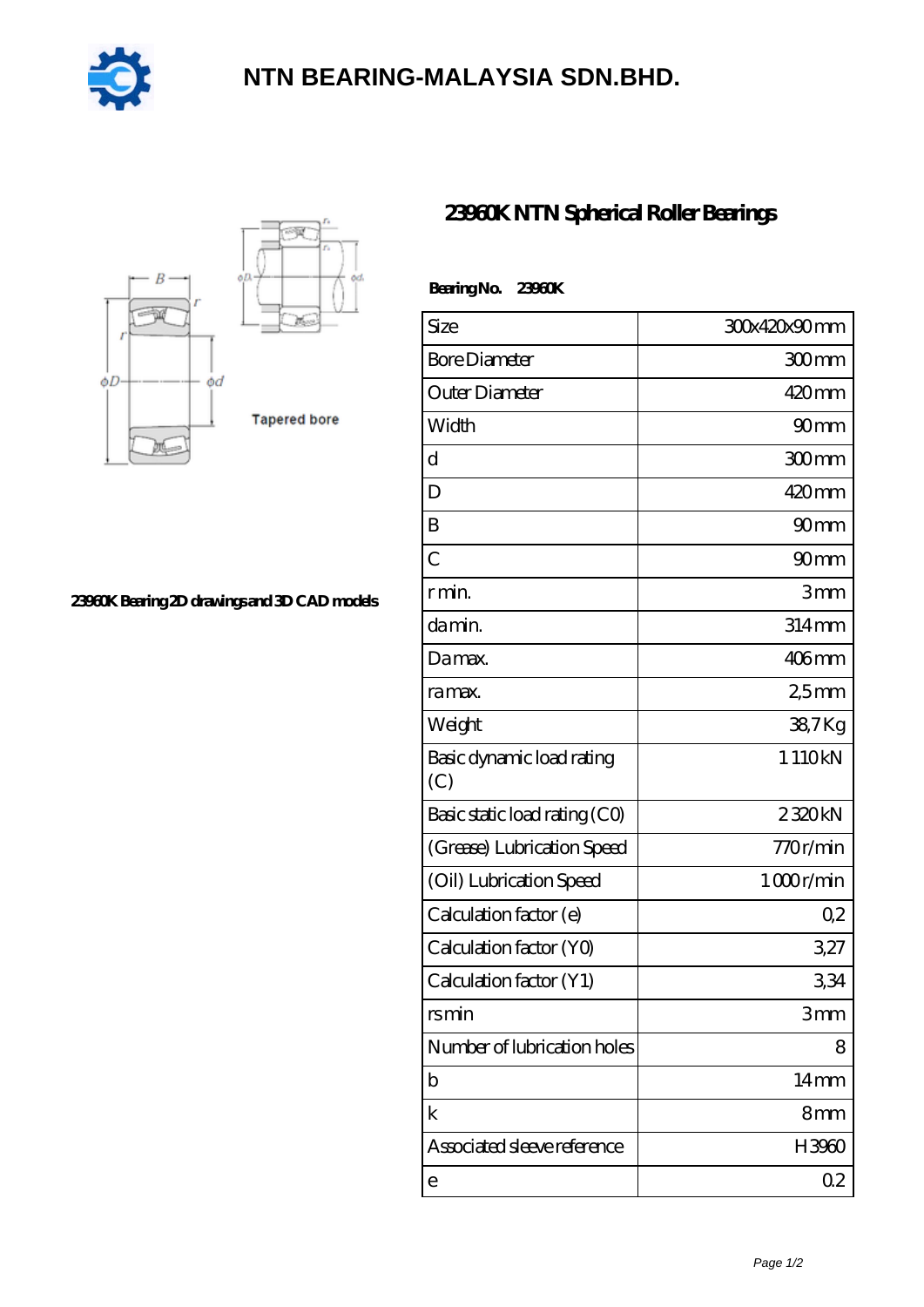# NTN BEARING-MALAYSIA SDN.BHD.

## 23960K NTN Spherical Roller Bearings

Tapered bore

23960K Bearing 2D drawings and 3D CAD models

**Bearing No. 23960K**

| Size | 300x420x90 mm |
|---|---|
| Bore Diameter | 300 mm |
| Outer Diameter | 420 mm |
| Width | 90 mm |
| d | 300 mm |
| D | 420 mm |
| B | 90 mm |
| C | 90 mm |
| r min. | 3 mm |
| da min. | 314 mm |
| Da max. | 406 mm |
| ra max. | 2,5 mm |
| Weight | 38,7 Kg |
| Basic dynamic load rating (C) | 1 110 kN |
| Basic static load rating (C0) | 2 320 kN |
| (Grease) Lubrication Speed | 770 r/min |
| (Oil) Lubrication Speed | 1 000 r/min |
| Calculation factor (e) | 0,2 |
| Calculation factor (Y0) | 3,27 |
| Calculation factor (Y1) | 3,34 |
| rs min | 3 mm |
| Number of lubrication holes | 8 |
| b | 14 mm |
| k | 8 mm |
| Associated sleeve reference | H3960 |
| e | 0.2 |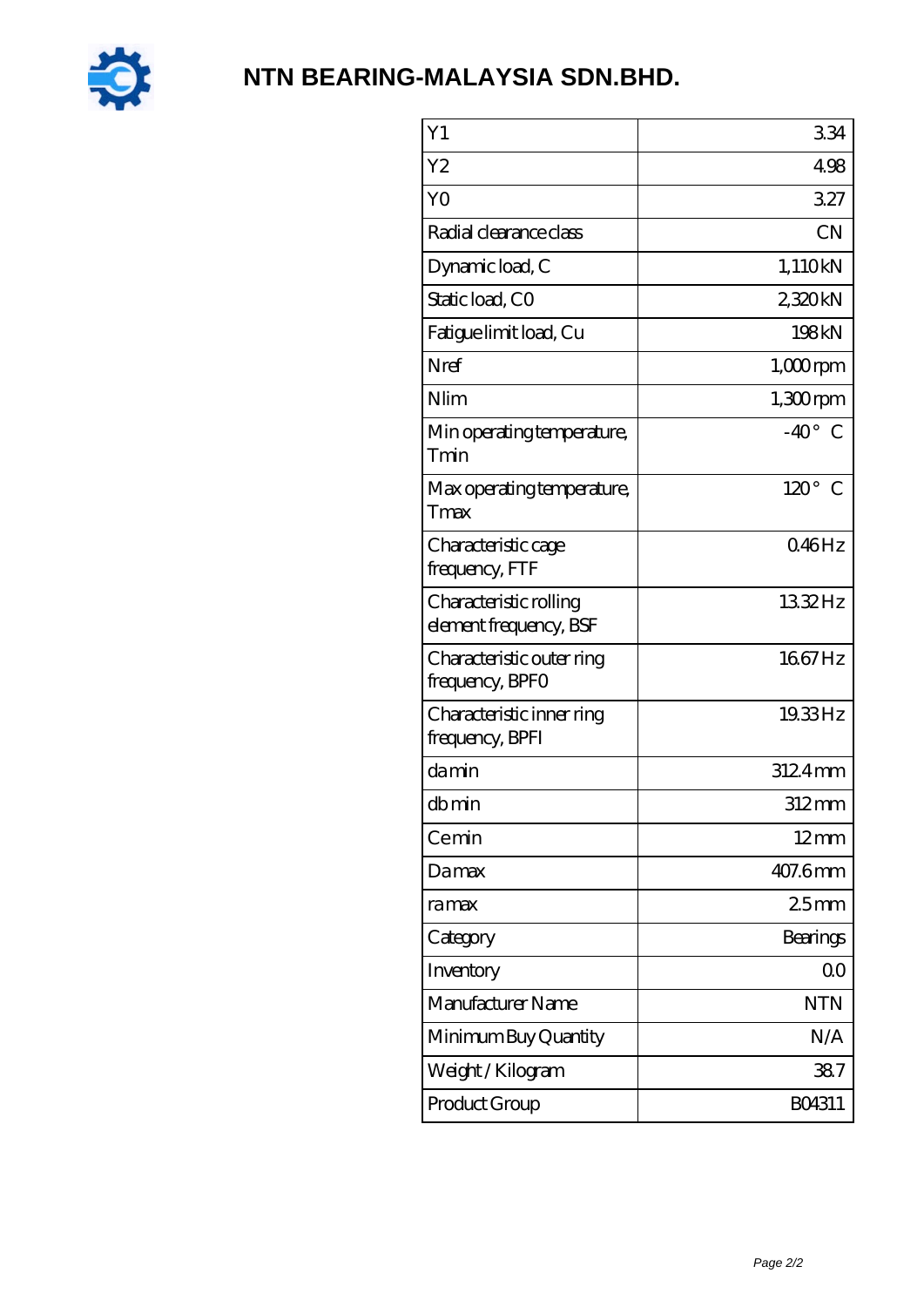# NTN BEARING-MALAYSIA SDN.BHD.

| | |
|---|---|
| Y1 | 3.34 |
| Y2 | 4.98 |
| Y0 | 3.27 |
| Radial clearance class | CN |
| Dynamic load, C | 1,110 kN |
| Static load, C0 | 2,320 kN |
| Fatigue limit load, Cu | 198 kN |
| Nref | 1,000 rpm |
| Nlim | 1,300 rpm |
| Min operating temperature, Tmin | -40 ° C |
| Max operating temperature, Tmax | 120 ° C |
| Characteristic cage frequency, FTF | 0.46 Hz |
| Characteristic rolling element frequency, BSF | 13.32 Hz |
| Characteristic outer ring frequency, BPF0 | 16.67 Hz |
| Characteristic inner ring frequency, BPFI | 19.33 Hz |
| da min | 312.4 mm |
| db min | 312 mm |
| Ce min | 12 mm |
| Da max | 407.6 mm |
| ra max | 2.5 mm |
| Category | Bearings |
| Inventory | 0.0 |
| Manufacturer Name | NTN |
| Minimum Buy Quantity | N/A |
| Weight / Kilogram | 38.7 |
| Product Group | B04311 |